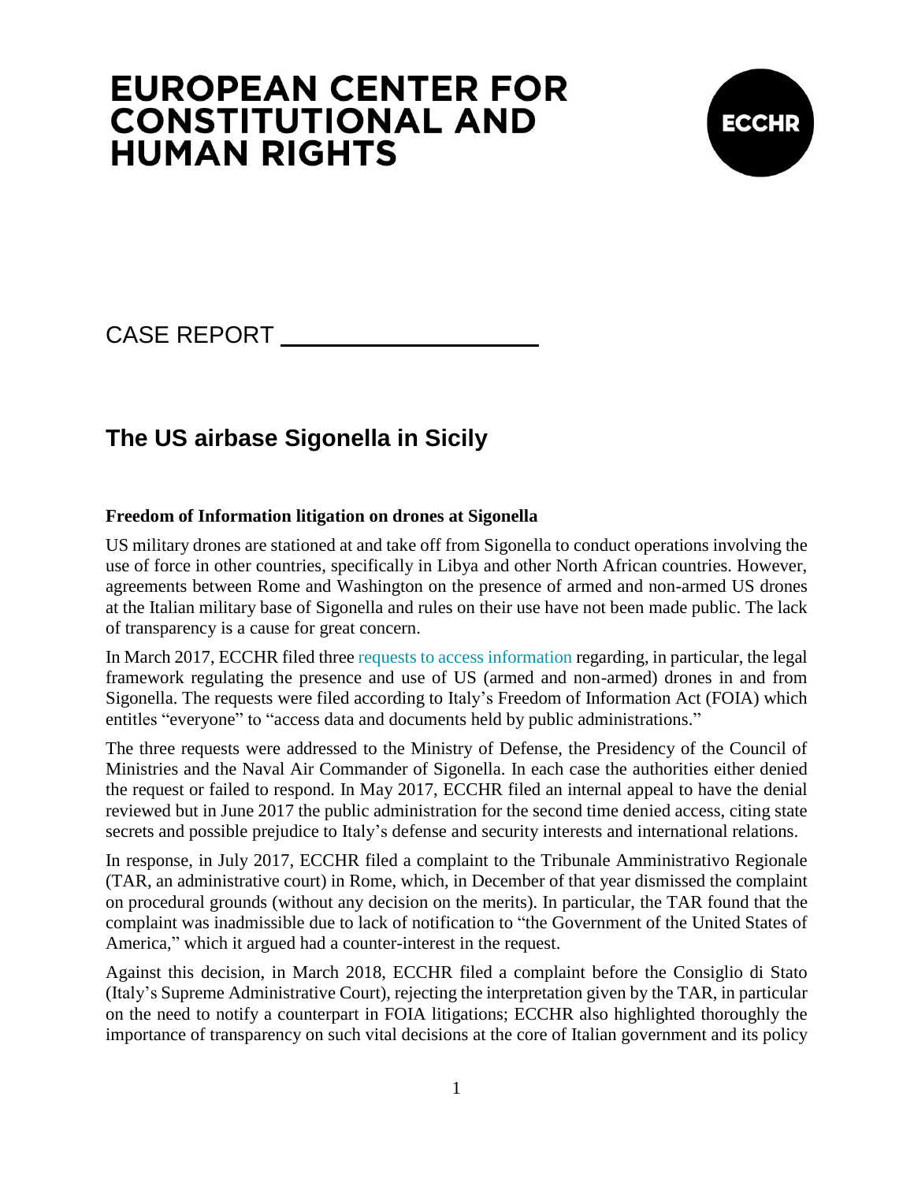# EUROPEAN CENTER FOR CONSTITUTIONAL AND HUMAN RIGHTS

ECCHR

CASE REPORT

## The US airbase Sigonella in Sicily

### Freedom of Information litigation on drones at Sigonella

US military drones are stationed at and take off from Sigonella to conduct operations involving the use of force in other countries, specifically in Libya and other North African countries. However, agreements between Rome and Washington on the presence of armed and non-armed US drones at the Italian military base of Sigonella and rules on their use have not been made public. The lack of transparency is a cause for great concern.

In March 2017, ECCHR filed three requests to access information regarding, in particular, the legal framework regulating the presence and use of US (armed and non-armed) drones in and from Sigonella. The requests were filed according to Italy's Freedom of Information Act (FOIA) which entitles "everyone" to "access data and documents held by public administrations."

The three requests were addressed to the Ministry of Defense, the Presidency of the Council of Ministries and the Naval Air Commander of Sigonella. In each case the authorities either denied the request or failed to respond. In May 2017, ECCHR filed an internal appeal to have the denial reviewed but in June 2017 the public administration for the second time denied access, citing state secrets and possible prejudice to Italy's defense and security interests and international relations.

In response, in July 2017, ECCHR filed a complaint to the Tribunale Amministrativo Regionale (TAR, an administrative court) in Rome, which, in December of that year dismissed the complaint on procedural grounds (without any decision on the merits). In particular, the TAR found that the complaint was inadmissible due to lack of notification to "the Government of the United States of America," which it argued had a counter-interest in the request.

Against this decision, in March 2018, ECCHR filed a complaint before the Consiglio di Stato (Italy's Supreme Administrative Court), rejecting the interpretation given by the TAR, in particular on the need to notify a counterpart in FOIA litigations; ECCHR also highlighted thoroughly the importance of transparency on such vital decisions at the core of Italian government and its policy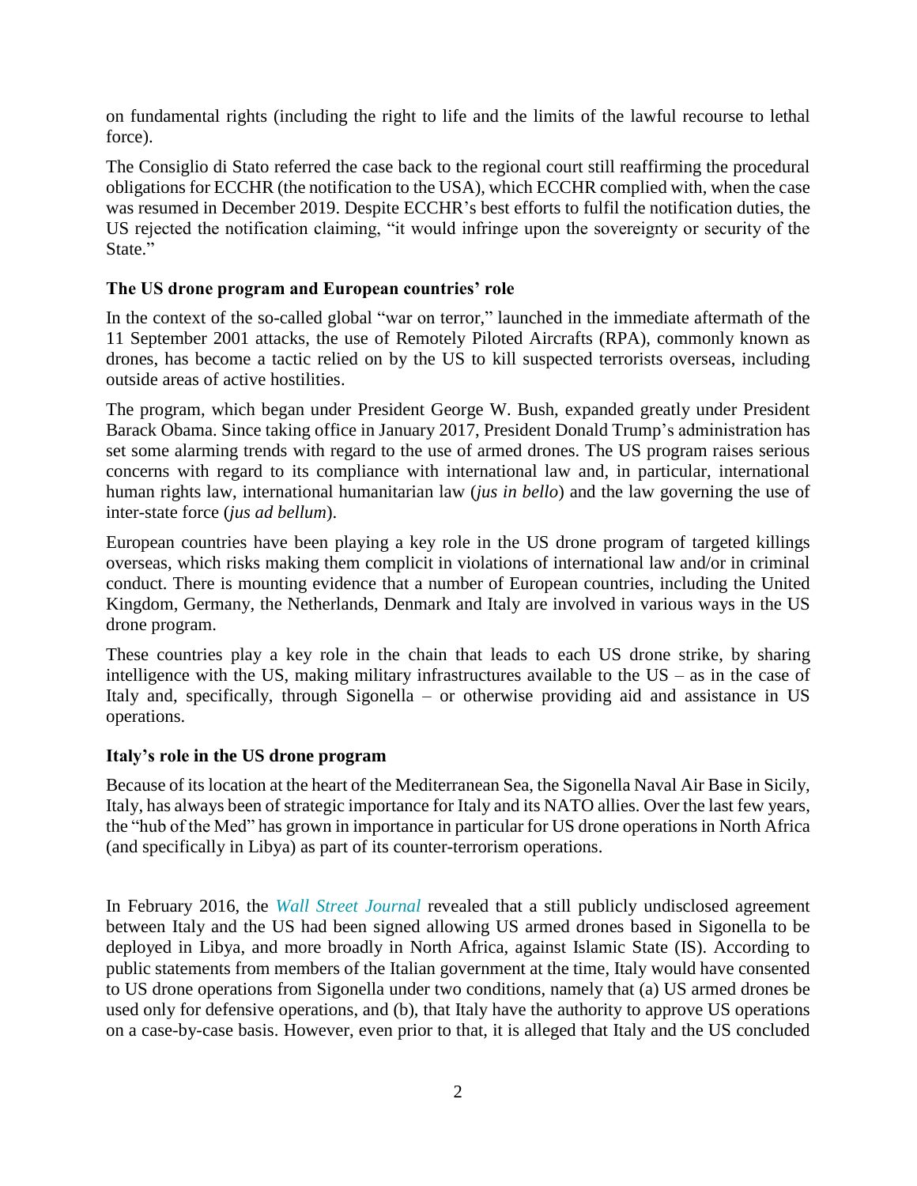on fundamental rights (including the right to life and the limits of the lawful recourse to lethal force).

The Consiglio di Stato referred the case back to the regional court still reaffirming the procedural obligations for ECCHR (the notification to the USA), which ECCHR complied with, when the case was resumed in December 2019. Despite ECCHR's best efforts to fulfil the notification duties, the US rejected the notification claiming, "it would infringe upon the sovereignty or security of the State."

**The US drone program and European countries' role**

In the context of the so-called global "war on terror," launched in the immediate aftermath of the 11 September 2001 attacks, the use of Remotely Piloted Aircrafts (RPA), commonly known as drones, has become a tactic relied on by the US to kill suspected terrorists overseas, including outside areas of active hostilities.

The program, which began under President George W. Bush, expanded greatly under President Barack Obama. Since taking office in January 2017, President Donald Trump's administration has set some alarming trends with regard to the use of armed drones. The US program raises serious concerns with regard to its compliance with international law and, in particular, international human rights law, international humanitarian law (*jus in bello*) and the law governing the use of inter-state force (*jus ad bellum*).

European countries have been playing a key role in the US drone program of targeted killings overseas, which risks making them complicit in violations of international law and/or in criminal conduct. There is mounting evidence that a number of European countries, including the United Kingdom, Germany, the Netherlands, Denmark and Italy are involved in various ways in the US drone program.

These countries play a key role in the chain that leads to each US drone strike, by sharing intelligence with the US, making military infrastructures available to the US – as in the case of Italy and, specifically, through Sigonella – or otherwise providing aid and assistance in US operations.

**Italy's role in the US drone program**

Because of its location at the heart of the Mediterranean Sea, the Sigonella Naval Air Base in Sicily, Italy, has always been of strategic importance for Italy and its NATO allies. Over the last few years, the "hub of the Med" has grown in importance in particular for US drone operations in North Africa (and specifically in Libya) as part of its counter-terrorism operations.

In February 2016, the *Wall Street Journal* revealed that a still publicly undisclosed agreement between Italy and the US had been signed allowing US armed drones based in Sigonella to be deployed in Libya, and more broadly in North Africa, against Islamic State (IS). According to public statements from members of the Italian government at the time, Italy would have consented to US drone operations from Sigonella under two conditions, namely that (a) US armed drones be used only for defensive operations, and (b), that Italy have the authority to approve US operations on a case-by-case basis. However, even prior to that, it is alleged that Italy and the US concluded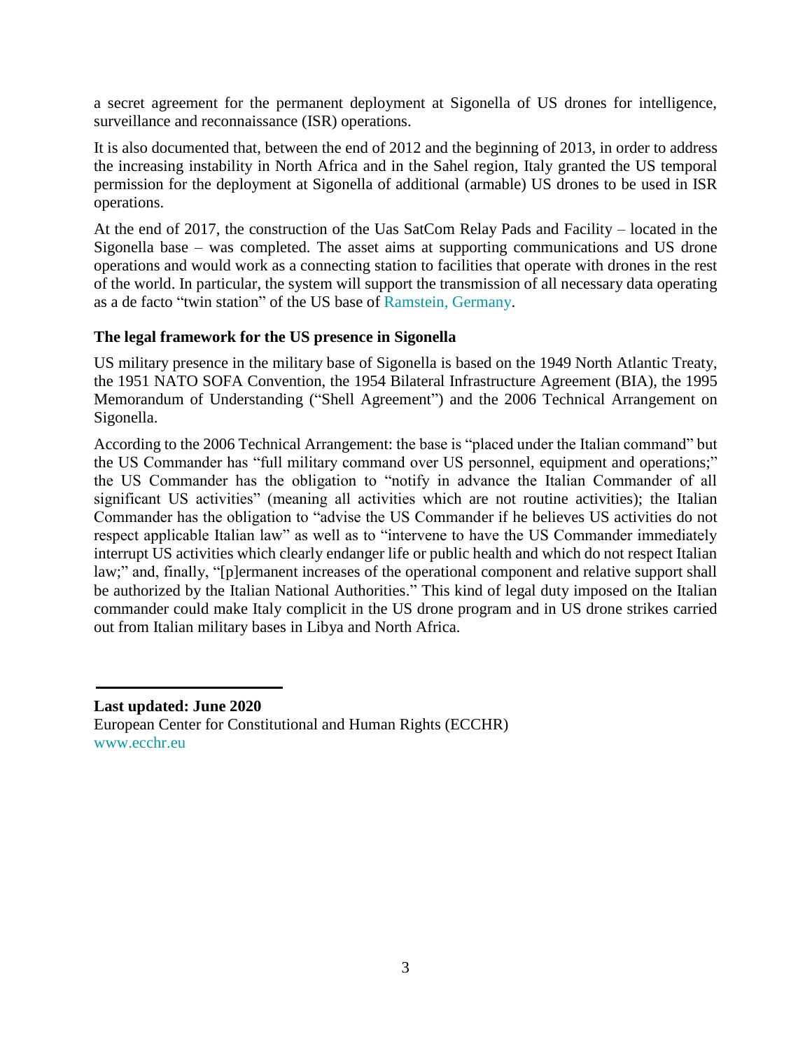a secret agreement for the permanent deployment at Sigonella of US drones for intelligence, surveillance and reconnaissance (ISR) operations.

It is also documented that, between the end of 2012 and the beginning of 2013, in order to address the increasing instability in North Africa and in the Sahel region, Italy granted the US temporal permission for the deployment at Sigonella of additional (armable) US drones to be used in ISR operations.

At the end of 2017, the construction of the Uas SatCom Relay Pads and Facility – located in the Sigonella base – was completed. The asset aims at supporting communications and US drone operations and would work as a connecting station to facilities that operate with drones in the rest of the world. In particular, the system will support the transmission of all necessary data operating as a de facto "twin station" of the US base of Ramstein, Germany.

### The legal framework for the US presence in Sigonella

US military presence in the military base of Sigonella is based on the 1949 North Atlantic Treaty, the 1951 NATO SOFA Convention, the 1954 Bilateral Infrastructure Agreement (BIA), the 1995 Memorandum of Understanding ("Shell Agreement") and the 2006 Technical Arrangement on Sigonella.

According to the 2006 Technical Arrangement: the base is "placed under the Italian command" but the US Commander has "full military command over US personnel, equipment and operations;" the US Commander has the obligation to "notify in advance the Italian Commander of all significant US activities" (meaning all activities which are not routine activities); the Italian Commander has the obligation to "advise the US Commander if he believes US activities do not respect applicable Italian law" as well as to "intervene to have the US Commander immediately interrupt US activities which clearly endanger life or public health and which do not respect Italian law;" and, finally, "[p]ermanent increases of the operational component and relative support shall be authorized by the Italian National Authorities." This kind of legal duty imposed on the Italian commander could make Italy complicit in the US drone program and in US drone strikes carried out from Italian military bases in Libya and North Africa.

---

**Last updated: June 2020**
European Center for Constitutional and Human Rights (ECCHR)
www.ecchr.eu